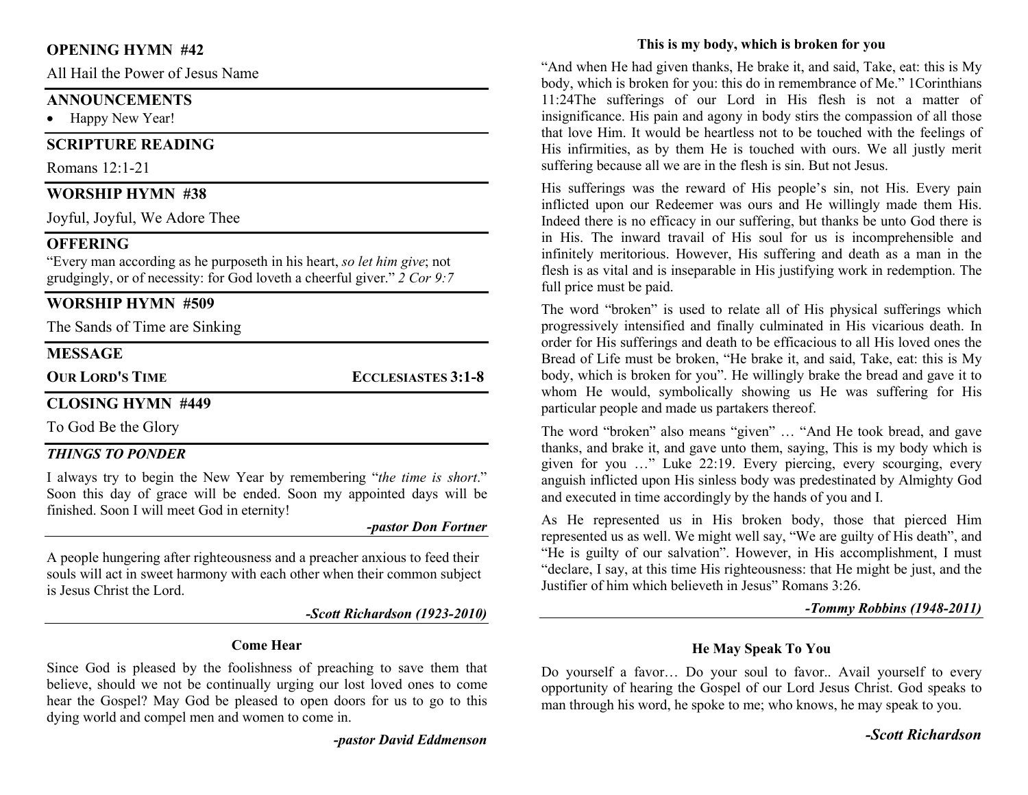## OPENING HYMN #42

All Hail the Power of Jesus Name

## ANNOUNCEMENTS

- Happy New Year!

## SCRIPTURE READING

Romans 12:1-21

## WORSHIP HYMN #38

Joyful, Joyful, We Adore Thee

## OFFERING

"Every man according as he purposeth in his heart, *so let him give*; not grudgingly, or of necessity: for God loveth a cheerful giver." *2 Cor 9:7*

## WORSHIP HYMN #509

The Sands of Time are Sinking

## MESSAGE

**OUR LORD'S TIME** **ECCLESIASTES 3:1-8**

## CLOSING HYMN #449

To God Be the Glory

### *THINGS TO PONDER*

I always try to begin the New Year by remembering "*the time is short*." Soon this day of grace will be ended. Soon my appointed days will be finished. Soon I will meet God in eternity!

***-pastor Don Fortner***

A people hungering after righteousness and a preacher anxious to feed their souls will act in sweet harmony with each other when their common subject is Jesus Christ the Lord.

***-Scott Richardson (1923-2010)***

### Come Hear

Since God is pleased by the foolishness of preaching to save them that believe, should we not be continually urging our lost loved ones to come hear the Gospel? May God be pleased to open doors for us to go to this dying world and compel men and women to come in.

***-pastor David Eddmenson***

### This is my body, which is broken for you

"And when He had given thanks, He brake it, and said, Take, eat: this is My body, which is broken for you: this do in remembrance of Me." 1Corinthians 11:24The sufferings of our Lord in His flesh is not a matter of insignificance. His pain and agony in body stirs the compassion of all those that love Him. It would be heartless not to be touched with the feelings of His infirmities, as by them He is touched with ours. We all justly merit suffering because all we are in the flesh is sin. But not Jesus.

His sufferings was the reward of His people's sin, not His. Every pain inflicted upon our Redeemer was ours and He willingly made them His. Indeed there is no efficacy in our suffering, but thanks be unto God there is in His. The inward travail of His soul for us is incomprehensible and infinitely meritorious. However, His suffering and death as a man in the flesh is as vital and is inseparable in His justifying work in redemption. The full price must be paid.

The word "broken" is used to relate all of His physical sufferings which progressively intensified and finally culminated in His vicarious death. In order for His sufferings and death to be efficacious to all His loved ones the Bread of Life must be broken, "He brake it, and said, Take, eat: this is My body, which is broken for you". He willingly brake the bread and gave it to whom He would, symbolically showing us He was suffering for His particular people and made us partakers thereof.

The word "broken" also means "given" … "And He took bread, and gave thanks, and brake it, and gave unto them, saying, This is my body which is given for you …" Luke 22:19. Every piercing, every scourging, every anguish inflicted upon His sinless body was predestinated by Almighty God and executed in time accordingly by the hands of you and I.

As He represented us in His broken body, those that pierced Him represented us as well. We might well say, "We are guilty of His death", and "He is guilty of our salvation". However, in His accomplishment, I must "declare, I say, at this time His righteousness: that He might be just, and the Justifier of him which believeth in Jesus" Romans 3:26.

***-Tommy Robbins (1948-2011)***

### He May Speak To You

Do yourself a favor… Do your soul to favor.. Avail yourself to every opportunity of hearing the Gospel of our Lord Jesus Christ. God speaks to man through his word, he spoke to me; who knows, he may speak to you.

***-Scott Richardson***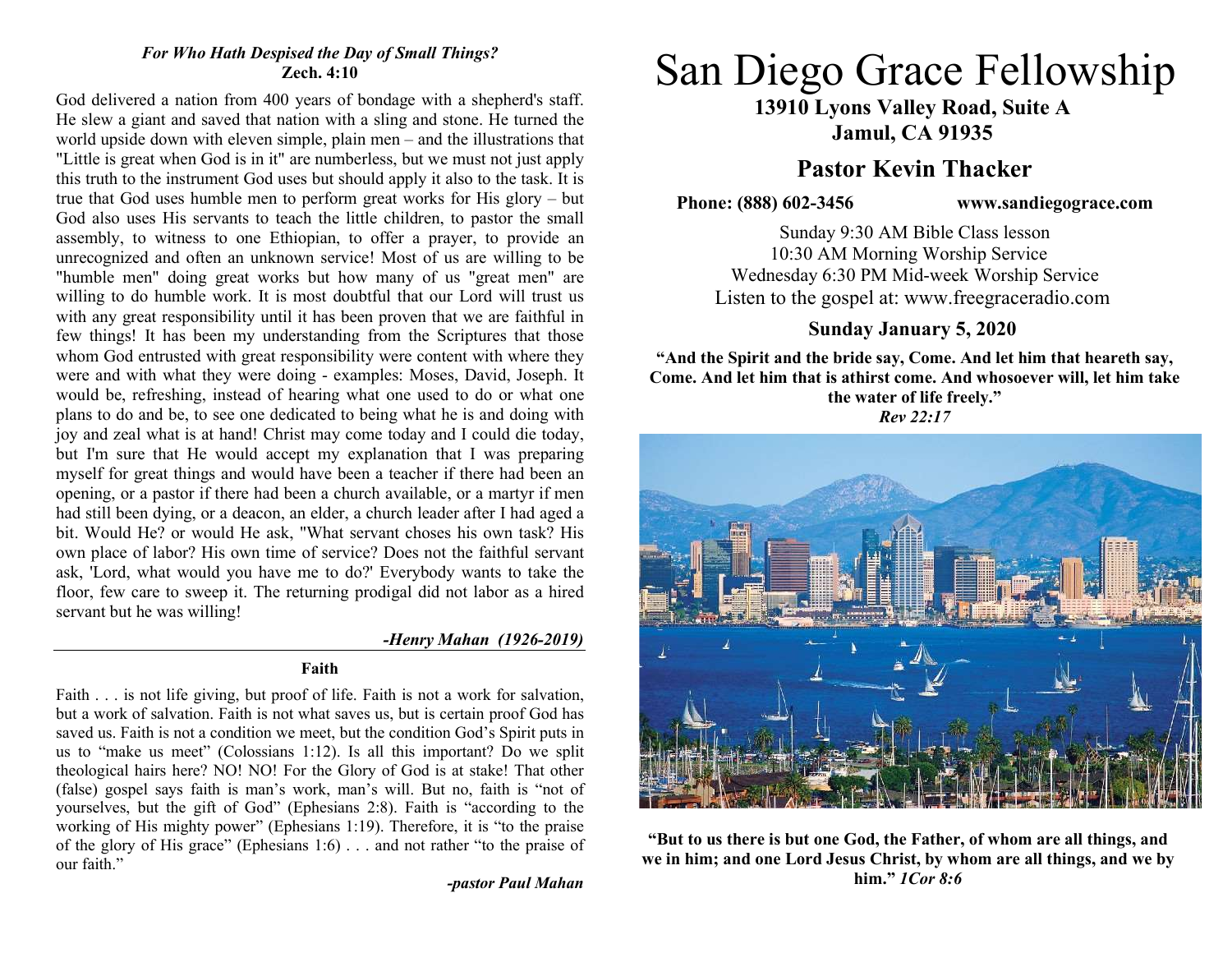### *For Who Hath Despised the Day of Small Things?*
**Zech. 4:10**

God delivered a nation from 400 years of bondage with a shepherd's staff. He slew a giant and saved that nation with a sling and stone. He turned the world upside down with eleven simple, plain men – and the illustrations that "Little is great when God is in it" are numberless, but we must not just apply this truth to the instrument God uses but should apply it also to the task. It is true that God uses humble men to perform great works for His glory – but God also uses His servants to teach the little children, to pastor the small assembly, to witness to one Ethiopian, to offer a prayer, to provide an unrecognized and often an unknown service! Most of us are willing to be "humble men" doing great works but how many of us "great men" are willing to do humble work. It is most doubtful that our Lord will trust us with any great responsibility until it has been proven that we are faithful in few things! It has been my understanding from the Scriptures that those whom God entrusted with great responsibility were content with where they were and with what they were doing - examples: Moses, David, Joseph. It would be, refreshing, instead of hearing what one used to do or what one plans to do and be, to see one dedicated to being what he is and doing with joy and zeal what is at hand! Christ may come today and I could die today, but I'm sure that He would accept my explanation that I was preparing myself for great things and would have been a teacher if there had been an opening, or a pastor if there had been a church available, or a martyr if men had still been dying, or a deacon, an elder, a church leader after I had aged a bit. Would He? or would He ask, "What servant choses his own task? His own place of labor? His own time of service? Does not the faithful servant ask, 'Lord, what would you have me to do?' Everybody wants to take the floor, few care to sweep it. The returning prodigal did not labor as a hired servant but he was willing!

***-Henry Mahan (1926-2019)***

---

### Faith

Faith . . . is not life giving, but proof of life. Faith is not a work for salvation, but a work of salvation. Faith is not what saves us, but is certain proof God has saved us. Faith is not a condition we meet, but the condition God's Spirit puts in us to "make us meet" (Colossians 1:12). Is all this important? Do we split theological hairs here? NO! NO! For the Glory of God is at stake! That other (false) gospel says faith is man's work, man's will. But no, faith is "not of yourselves, but the gift of God" (Ephesians 2:8). Faith is "according to the working of His mighty power" (Ephesians 1:19). Therefore, it is "to the praise of the glory of His grace" (Ephesians 1:6) . . . and not rather "to the praise of our faith."

***-pastor Paul Mahan***

# San Diego Grace Fellowship

**13910 Lyons Valley Road, Suite A**
**Jamul, CA 91935**

## Pastor Kevin Thacker

**Phone: (888) 602-3456** **www.sandiegograce.com**

Sunday 9:30 AM Bible Class lesson
10:30 AM Morning Worship Service
Wednesday 6:30 PM Mid-week Worship Service
Listen to the gospel at: www.freegraceradio.com

### Sunday January 5, 2020

**"And the Spirit and the bride say, Come. And let him that heareth say, Come. And let him that is athirst come. And whosoever will, let him take the water of life freely."**
***Rev 22:17***

**"But to us there is but one God, the Father, of whom are all things, and we in him; and one Lord Jesus Christ, by whom are all things, and we by him."** ***1Cor 8:6***